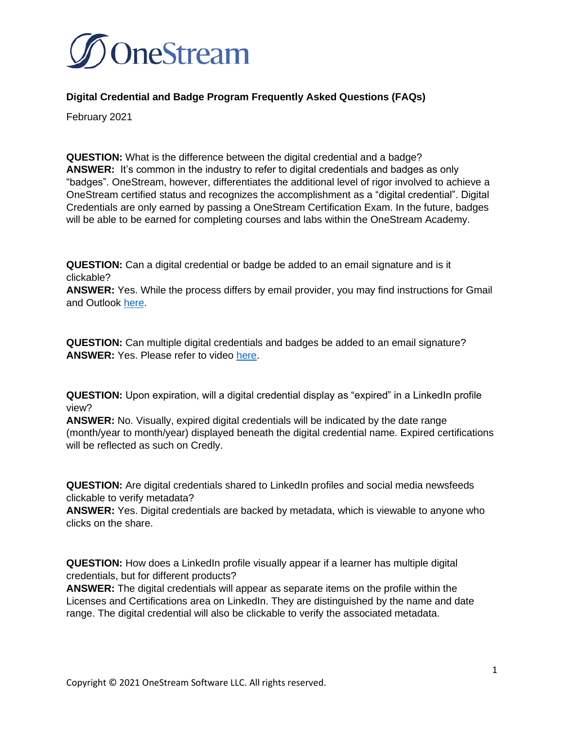OneStream

# Digital Credential and Badge Program Frequently Asked Questions (FAQs)

February 2021

**QUESTION:** What is the difference between the digital credential and a badge?
**ANSWER:** It's common in the industry to refer to digital credentials and badges as only "badges". OneStream, however, differentiates the additional level of rigor involved to achieve a OneStream certified status and recognizes the accomplishment as a "digital credential". Digital Credentials are only earned by passing a OneStream Certification Exam. In the future, badges will be able to be earned for completing courses and labs within the OneStream Academy.

**QUESTION:** Can a digital credential or badge be added to an email signature and is it clickable?
**ANSWER:** Yes. While the process differs by email provider, you may find instructions for Gmail and Outlook here.

**QUESTION:** Can multiple digital credentials and badges be added to an email signature?
**ANSWER:** Yes. Please refer to video here.

**QUESTION:** Upon expiration, will a digital credential display as "expired" in a LinkedIn profile view?
**ANSWER:** No. Visually, expired digital credentials will be indicated by the date range (month/year to month/year) displayed beneath the digital credential name. Expired certifications will be reflected as such on Credly.

**QUESTION:** Are digital credentials shared to LinkedIn profiles and social media newsfeeds clickable to verify metadata?
**ANSWER:** Yes. Digital credentials are backed by metadata, which is viewable to anyone who clicks on the share.

**QUESTION:** How does a LinkedIn profile visually appear if a learner has multiple digital credentials, but for different products?
**ANSWER:** The digital credentials will appear as separate items on the profile within the Licenses and Certifications area on LinkedIn. They are distinguished by the name and date range. The digital credential will also be clickable to verify the associated metadata.

Copyright © 2021 OneStream Software LLC. All rights reserved.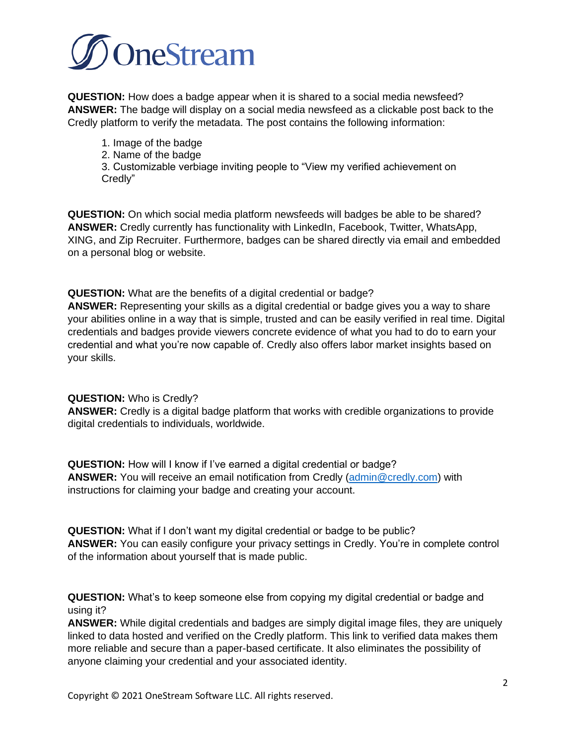**QUESTION:** How does a badge appear when it is shared to a social media newsfeed?
**ANSWER:** The badge will display on a social media newsfeed as a clickable post back to the Credly platform to verify the metadata. The post contains the following information:

1. Image of the badge
2. Name of the badge
3. Customizable verbiage inviting people to "View my verified achievement on Credly"

**QUESTION:** On which social media platform newsfeeds will badges be able to be shared?
**ANSWER:** Credly currently has functionality with LinkedIn, Facebook, Twitter, WhatsApp, XING, and Zip Recruiter. Furthermore, badges can be shared directly via email and embedded on a personal blog or website.

**QUESTION:** What are the benefits of a digital credential or badge?
**ANSWER:** Representing your skills as a digital credential or badge gives you a way to share your abilities online in a way that is simple, trusted and can be easily verified in real time. Digital credentials and badges provide viewers concrete evidence of what you had to do to earn your credential and what you're now capable of. Credly also offers labor market insights based on your skills.

**QUESTION:** Who is Credly?
**ANSWER:** Credly is a digital badge platform that works with credible organizations to provide digital credentials to individuals, worldwide.

**QUESTION:** How will I know if I've earned a digital credential or badge?
**ANSWER:** You will receive an email notification from Credly (admin@credly.com) with instructions for claiming your badge and creating your account.

**QUESTION:** What if I don't want my digital credential or badge to be public?
**ANSWER:** You can easily configure your privacy settings in Credly. You're in complete control of the information about yourself that is made public.

**QUESTION:** What's to keep someone else from copying my digital credential or badge and using it?
**ANSWER:** While digital credentials and badges are simply digital image files, they are uniquely linked to data hosted and verified on the Credly platform. This link to verified data makes them more reliable and secure than a paper-based certificate. It also eliminates the possibility of anyone claiming your credential and your associated identity.

Copyright © 2021 OneStream Software LLC. All rights reserved.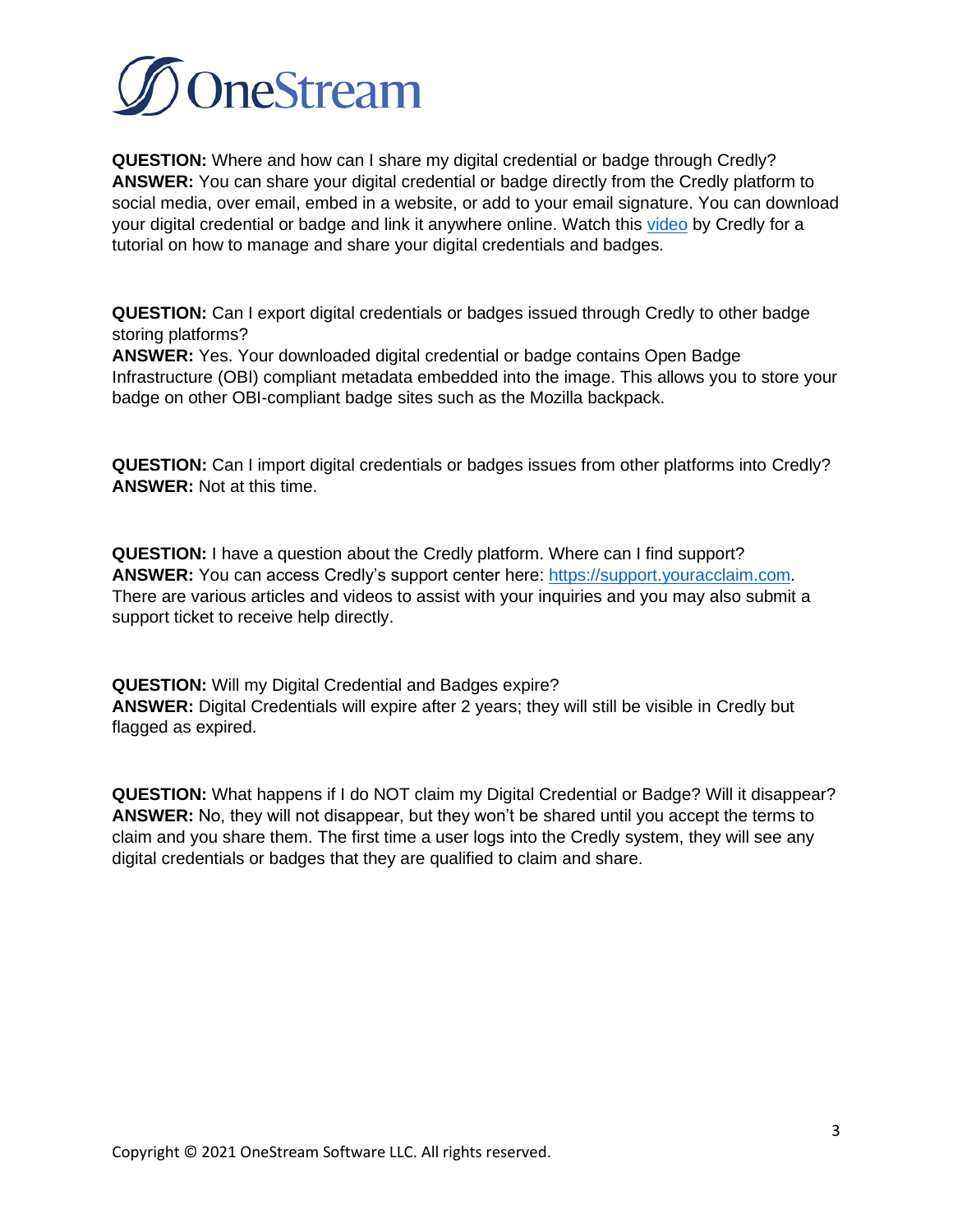**QUESTION:** Where and how can I share my digital credential or badge through Credly?
**ANSWER:** You can share your digital credential or badge directly from the Credly platform to social media, over email, embed in a website, or add to your email signature. You can download your digital credential or badge and link it anywhere online. Watch this video by Credly for a tutorial on how to manage and share your digital credentials and badges.

**QUESTION:** Can I export digital credentials or badges issued through Credly to other badge storing platforms?
**ANSWER:** Yes. Your downloaded digital credential or badge contains Open Badge Infrastructure (OBI) compliant metadata embedded into the image. This allows you to store your badge on other OBI-compliant badge sites such as the Mozilla backpack.

**QUESTION:** Can I import digital credentials or badges issues from other platforms into Credly?
**ANSWER:** Not at this time.

**QUESTION:** I have a question about the Credly platform. Where can I find support?
**ANSWER:** You can access Credly's support center here: https://support.youracclaim.com. There are various articles and videos to assist with your inquiries and you may also submit a support ticket to receive help directly.

**QUESTION:** Will my Digital Credential and Badges expire?
**ANSWER:** Digital Credentials will expire after 2 years; they will still be visible in Credly but flagged as expired.

**QUESTION:** What happens if I do NOT claim my Digital Credential or Badge? Will it disappear?
**ANSWER:** No, they will not disappear, but they won't be shared until you accept the terms to claim and you share them. The first time a user logs into the Credly system, they will see any digital credentials or badges that they are qualified to claim and share.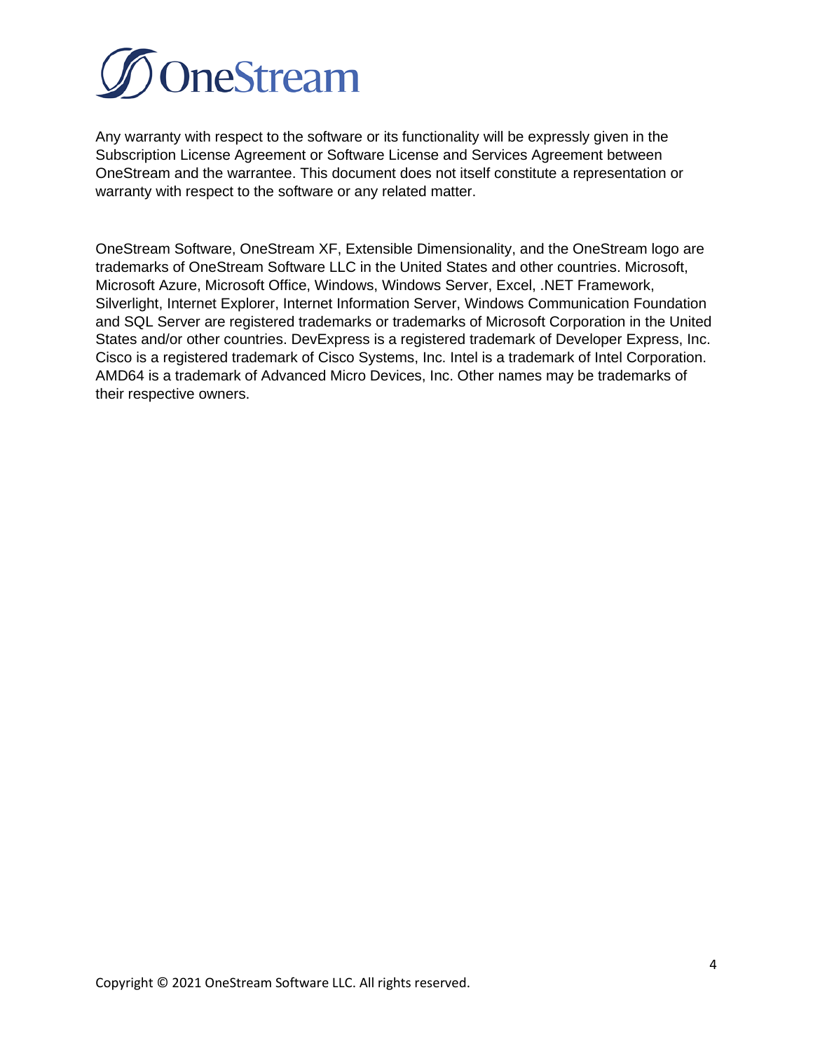Any warranty with respect to the software or its functionality will be expressly given in the Subscription License Agreement or Software License and Services Agreement between OneStream and the warrantee. This document does not itself constitute a representation or warranty with respect to the software or any related matter.

OneStream Software, OneStream XF, Extensible Dimensionality, and the OneStream logo are trademarks of OneStream Software LLC in the United States and other countries. Microsoft, Microsoft Azure, Microsoft Office, Windows, Windows Server, Excel, .NET Framework, Silverlight, Internet Explorer, Internet Information Server, Windows Communication Foundation and SQL Server are registered trademarks or trademarks of Microsoft Corporation in the United States and/or other countries. DevExpress is a registered trademark of Developer Express, Inc. Cisco is a registered trademark of Cisco Systems, Inc. Intel is a trademark of Intel Corporation. AMD64 is a trademark of Advanced Micro Devices, Inc. Other names may be trademarks of their respective owners.